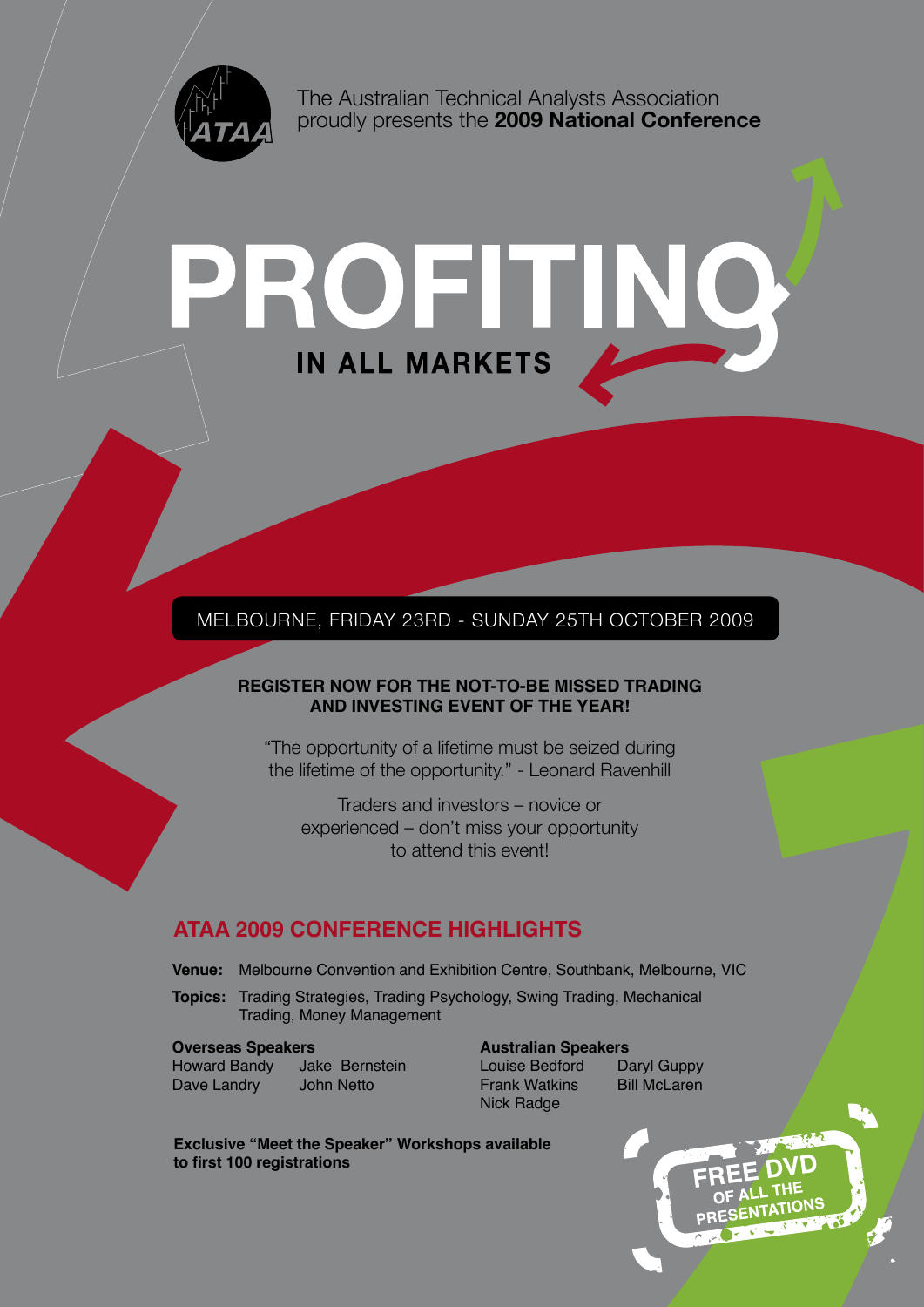ATAA

The Australian Technical Analysts Association proudly presents the **2009 National Conference**

# PROFITING

## IN ALL MARKETS

MELBOURNE, FRIDAY 23RD - SUNDAY 25TH OCTOBER 2009

**REGISTER NOW FOR THE NOT-TO-BE MISSED TRADING AND INVESTING EVENT OF THE YEAR!**

"The opportunity of a lifetime must be seized during the lifetime of the opportunity." - Leonard Ravenhill

Traders and investors – novice or experienced – don't miss your opportunity to attend this event!

## ATAA 2009 CONFERENCE HIGHLIGHTS

**Venue:** Melbourne Convention and Exhibition Centre, Southbank, Melbourne, VIC

**Topics:** Trading Strategies, Trading Psychology, Swing Trading, Mechanical Trading, Money Management

**Overseas Speakers**

Howard Bandy, Jake Bernstein, Dave Landry, John Netto

**Australian Speakers**

Louise Bedford, Daryl Guppy, Frank Watkins, Bill McLaren, Nick Radge

**Exclusive "Meet the Speaker" Workshops available to first 100 registrations**

FREE DVD OF ALL THE PRESENTATIONS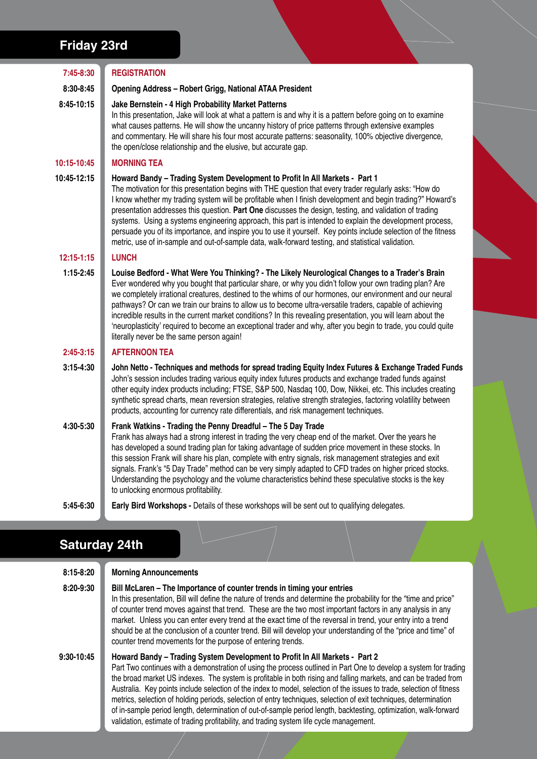## Friday 23rd

**7:45-8:30** — **REGISTRATION**

**8:30-8:45** — **Opening Address – Robert Grigg, National ATAA President**

**8:45-10:15** — **Jake Bernstein - 4 High Probability Market Patterns**

In this presentation, Jake will look at what a pattern is and why it is a pattern before going on to examine what causes patterns. He will show the uncanny history of price patterns through extensive examples and commentary. He will share his four most accurate patterns: seasonality, 100% objective divergence, the open/close relationship and the elusive, but accurate gap.

**10:15-10:45** — **MORNING TEA**

**10:45-12:15** — **Howard Bandy – Trading System Development to Profit In All Markets - Part 1**

The motivation for this presentation begins with THE question that every trader regularly asks: "How do I know whether my trading system will be profitable when I finish development and begin trading?" Howard's presentation addresses this question. **Part One** discusses the design, testing, and validation of trading systems. Using a systems engineering approach, this part is intended to explain the development process, persuade you of its importance, and inspire you to use it yourself. Key points include selection of the fitness metric, use of in-sample and out-of-sample data, walk-forward testing, and statistical validation.

**12:15-1:15** — **LUNCH**

**1:15-2:45** — **Louise Bedford - What Were You Thinking? - The Likely Neurological Changes to a Trader's Brain**

Ever wondered why you bought that particular share, or why you didn't follow your own trading plan? Are we completely irrational creatures, destined to the whims of our hormones, our environment and our neural pathways? Or can we train our brains to allow us to become ultra-versatile traders, capable of achieving incredible results in the current market conditions? In this revealing presentation, you will learn about the 'neuroplasticity' required to become an exceptional trader and why, after you begin to trade, you could quite literally never be the same person again!

**2:45-3:15** — **AFTERNOON TEA**

**3:15-4:30** — **John Netto - Techniques and methods for spread trading Equity Index Futures & Exchange Traded Funds**

John's session includes trading various equity index futures products and exchange traded funds against other equity index products including; FTSE, S&P 500, Nasdaq 100, Dow, Nikkei, etc. This includes creating synthetic spread charts, mean reversion strategies, relative strength strategies, factoring volatility between products, accounting for currency rate differentials, and risk management techniques.

**4:30-5:30** — **Frank Watkins - Trading the Penny Dreadful – The 5 Day Trade**

Frank has always had a strong interest in trading the very cheap end of the market. Over the years he has developed a sound trading plan for taking advantage of sudden price movement in these stocks. In this session Frank will share his plan, complete with entry signals, risk management strategies and exit signals. Frank's "5 Day Trade" method can be very simply adapted to CFD trades on higher priced stocks. Understanding the psychology and the volume characteristics behind these speculative stocks is the key to unlocking enormous profitability.

**5:45-6:30** — **Early Bird Workshops -** Details of these workshops will be sent out to qualifying delegates.

## Saturday 24th

**8:15-8:20** — **Morning Announcements**

**8:20-9:30** — **Bill McLaren – The Importance of counter trends in timing your entries**

In this presentation, Bill will define the nature of trends and determine the probability for the "time and price" of counter trend moves against that trend. These are the two most important factors in any analysis in any market. Unless you can enter every trend at the exact time of the reversal in trend, your entry into a trend should be at the conclusion of a counter trend. Bill will develop your understanding of the "price and time" of counter trend movements for the purpose of entering trends.

**9:30-10:45** — **Howard Bandy – Trading System Development to Profit In All Markets - Part 2**

Part Two continues with a demonstration of using the process outlined in Part One to develop a system for trading the broad market US indexes. The system is profitable in both rising and falling markets, and can be traded from Australia. Key points include selection of the index to model, selection of the issues to trade, selection of fitness metrics, selection of holding periods, selection of entry techniques, selection of exit techniques, determination of in-sample period length, determination of out-of-sample period length, backtesting, optimization, walk-forward validation, estimate of trading profitability, and trading system life cycle management.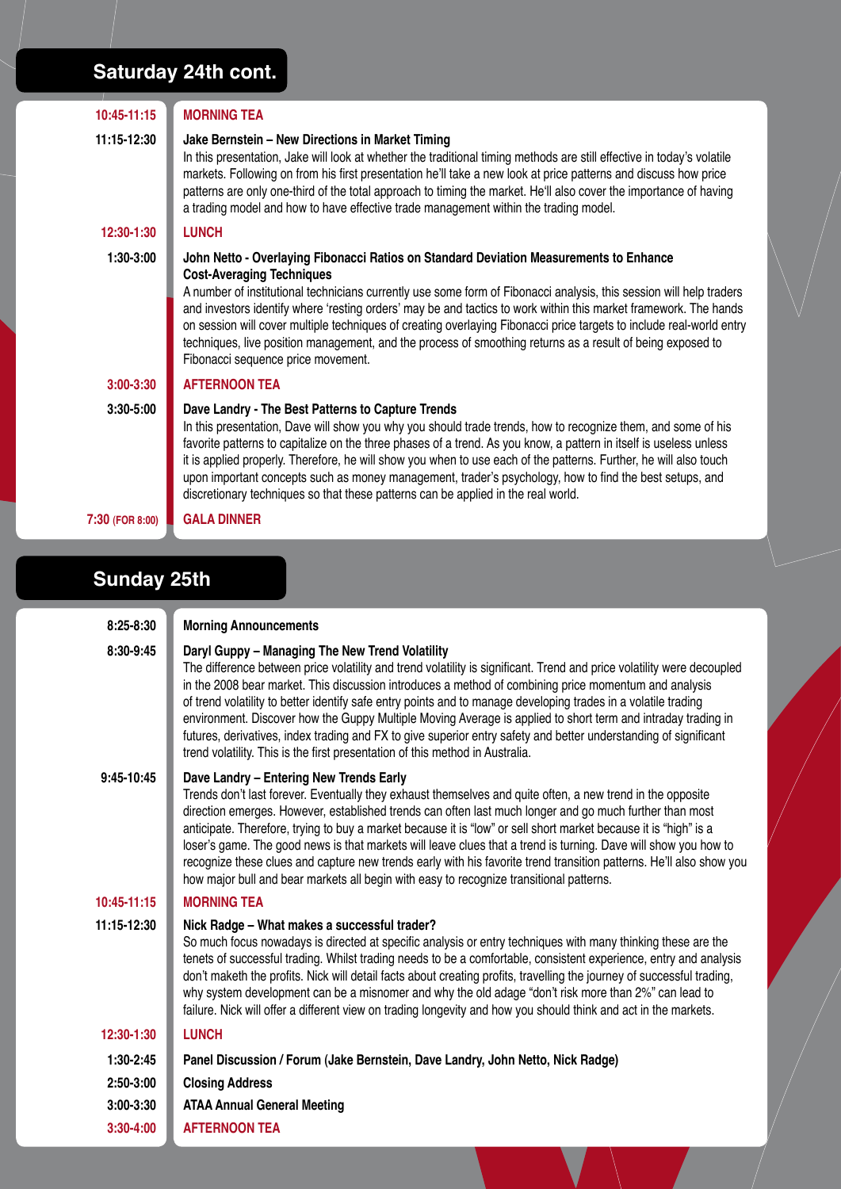## Saturday 24th cont.

**10:45-11:15** — **MORNING TEA**

**11:15-12:30** — **Jake Bernstein – New Directions in Market Timing**

In this presentation, Jake will look at whether the traditional timing methods are still effective in today's volatile markets. Following on from his first presentation he'll take a new look at price patterns and discuss how price patterns are only one-third of the total approach to timing the market. He'll also cover the importance of having a trading model and how to have effective trade management within the trading model.

**12:30-1:30** — **LUNCH**

**1:30-3:00** — **John Netto - Overlaying Fibonacci Ratios on Standard Deviation Measurements to Enhance Cost-Averaging Techniques**

A number of institutional technicians currently use some form of Fibonacci analysis, this session will help traders and investors identify where 'resting orders' may be and tactics to work within this market framework. The hands on session will cover multiple techniques of creating overlaying Fibonacci price targets to include real-world entry techniques, live position management, and the process of smoothing returns as a result of being exposed to Fibonacci sequence price movement.

**3:00-3:30** — **AFTERNOON TEA**

**3:30-5:00** — **Dave Landry - The Best Patterns to Capture Trends**

In this presentation, Dave will show you why you should trade trends, how to recognize them, and some of his favorite patterns to capitalize on the three phases of a trend. As you know, a pattern in itself is useless unless it is applied properly. Therefore, he will show you when to use each of the patterns. Further, he will also touch upon important concepts such as money management, trader's psychology, how to find the best setups, and discretionary techniques so that these patterns can be applied in the real world.

**7:30 (FOR 8:00)** — **GALA DINNER**

## Sunday 25th

**8:25-8:30** — **Morning Announcements**

**8:30-9:45** — **Daryl Guppy – Managing The New Trend Volatility**

The difference between price volatility and trend volatility is significant. Trend and price volatility were decoupled in the 2008 bear market. This discussion introduces a method of combining price momentum and analysis of trend volatility to better identify safe entry points and to manage developing trades in a volatile trading environment. Discover how the Guppy Multiple Moving Average is applied to short term and intraday trading in futures, derivatives, index trading and FX to give superior entry safety and better understanding of significant trend volatility. This is the first presentation of this method in Australia.

**9:45-10:45** — **Dave Landry – Entering New Trends Early**

Trends don't last forever. Eventually they exhaust themselves and quite often, a new trend in the opposite direction emerges. However, established trends can often last much longer and go much further than most anticipate. Therefore, trying to buy a market because it is "low" or sell short market because it is "high" is a loser's game. The good news is that markets will leave clues that a trend is turning. Dave will show you how to recognize these clues and capture new trends early with his favorite trend transition patterns. He'll also show you how major bull and bear markets all begin with easy to recognize transitional patterns.

**10:45-11:15** — **MORNING TEA**

**11:15-12:30** — **Nick Radge – What makes a successful trader?**

So much focus nowadays is directed at specific analysis or entry techniques with many thinking these are the tenets of successful trading. Whilst trading needs to be a comfortable, consistent experience, entry and analysis don't maketh the profits. Nick will detail facts about creating profits, travelling the journey of successful trading, why system development can be a misnomer and why the old adage "don't risk more than 2%" can lead to failure. Nick will offer a different view on trading longevity and how you should think and act in the markets.

**12:30-1:30** — **LUNCH**

**1:30-2:45** — **Panel Discussion / Forum (Jake Bernstein, Dave Landry, John Netto, Nick Radge)**

**2:50-3:00** — **Closing Address**

**3:00-3:30** — **ATAA Annual General Meeting**

**3:30-4:00** — **AFTERNOON TEA**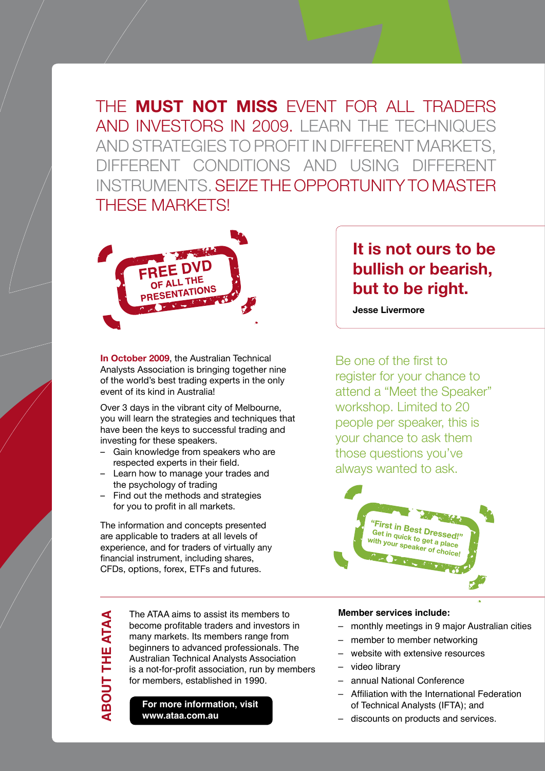# THE **MUST NOT MISS** EVENT FOR ALL TRADERS AND INVESTORS IN 2009. LEARN THE TECHNIQUES AND STRATEGIES TO PROFIT IN DIFFERENT MARKETS, DIFFERENT CONDITIONS AND USING DIFFERENT INSTRUMENTS. SEIZE THE OPPORTUNITY TO MASTER THESE MARKETS!

**FREE DVD OF ALL THE PRESENTATIONS**

**In October 2009**, the Australian Technical Analysts Association is bringing together nine of the world's best trading experts in the only event of its kind in Australia!

Over 3 days in the vibrant city of Melbourne, you will learn the strategies and techniques that have been the keys to successful trading and investing for these speakers.

- Gain knowledge from speakers who are respected experts in their field.
- Learn how to manage your trades and the psychology of trading
- Find out the methods and strategies for you to profit in all markets.

The information and concepts presented are applicable to traders at all levels of experience, and for traders of virtually any financial instrument, including shares, CFDs, options, forex, ETFs and futures.

> **It is not ours to be bullish or bearish, but to be right.**
>
> **Jesse Livermore**

Be one of the first to register for your chance to attend a "Meet the Speaker" workshop. Limited to 20 people per speaker, this is your chance to ask them those questions you've always wanted to ask.

**"First in Best Dressed!" Get in quick to get a place with your speaker of choice!**

## ABOUT THE ATAA

The ATAA aims to assist its members to become profitable traders and investors in many markets. Its members range from beginners to advanced professionals. The Australian Technical Analysts Association is a not-for-profit association, run by members for members, established in 1990.

**For more information, visit www.ataa.com.au**

**Member services include:**

- monthly meetings in 9 major Australian cities
- member to member networking
- website with extensive resources
- video library
- annual National Conference
- Affiliation with the International Federation of Technical Analysts (IFTA); and
- discounts on products and services.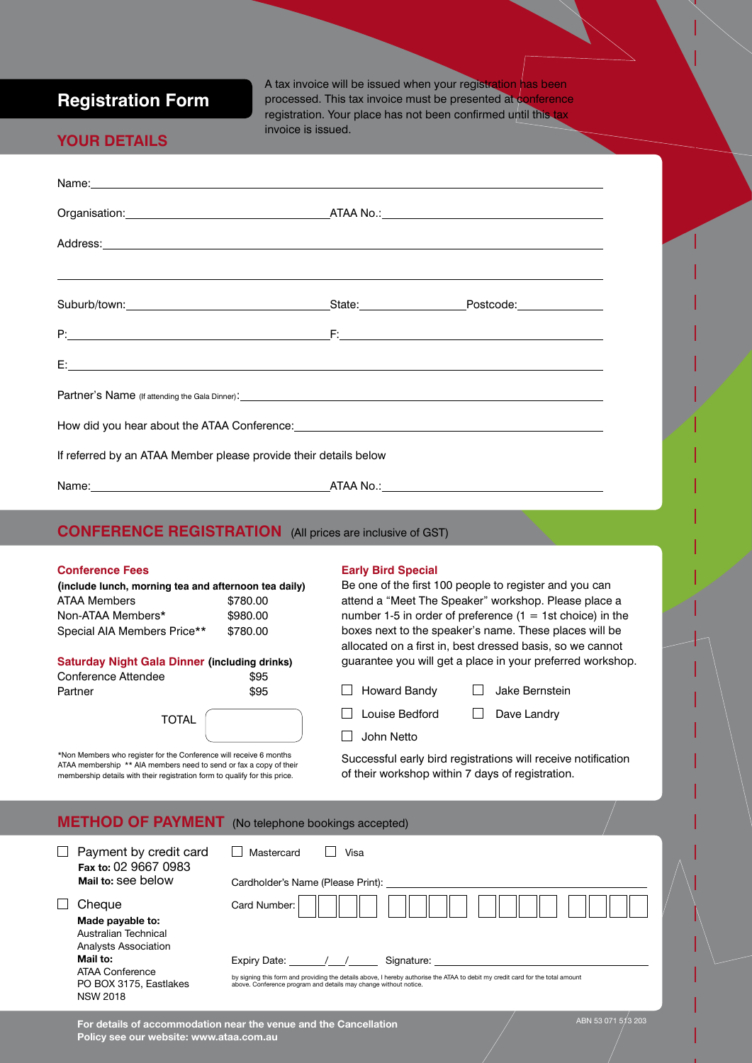# Registration Form

A tax invoice will be issued when your registration has been processed. This tax invoice must be presented at conference registration. Your place has not been confirmed until this tax invoice is issued.

## YOUR DETAILS

Name: ______________________________________________

Organisation: ______________________ ATAA No.: ______________________

Address: ______________________________________________

______________________________________________

Suburb/town: ______________________ State: __________ Postcode: __________

P: ______________________ F: ______________________

E: ______________________________________________

Partner's Name (If attending the Gala Dinner): ______________________________________________

How did you hear about the ATAA Conference: ______________________________________________

If referred by an ATAA Member please provide their details below

Name: ______________________ ATAA No.: ______________________

## CONFERENCE REGISTRATION (All prices are inclusive of GST)

### Conference Fees

**(include lunch, morning tea and afternoon tea daily)**

| | |
|---|---|
| ATAA Members | $780.00 |
| Non-ATAA Members* | $980.00 |
| Special AIA Members Price** | $780.00 |

### Saturday Night Gala Dinner **(including drinks)**

| | |
|---|---|
| Conference Attendee | $95 |
| Partner | $95 |

TOTAL ☐

*Non Members who register for the Conference will receive 6 months ATAA membership ** AIA members need to send or fax a copy of their membership details with their registration form to qualify for this price.

### Early Bird Special

Be one of the first 100 people to register and you can attend a "Meet The Speaker" workshop. Please place a number 1-5 in order of preference (1 = 1st choice) in the boxes next to the speaker's name. These places will be allocated on a first in, best dressed basis, so we cannot guarantee you will get a place in your preferred workshop.

- ☐ Howard Bandy
- ☐ Jake Bernstein
- ☐ Louise Bedford
- ☐ Dave Landry
- ☐ John Netto

Successful early bird registrations will receive notification of their workshop within 7 days of registration.

## METHOD OF PAYMENT (No telephone bookings accepted)

☐ Payment by credit card
**Fax to:** 02 9667 0983
**Mail to:** see below

☐ Cheque
**Made payable to:**
Australian Technical Analysts Association
**Mail to:**
ATAA Conference
PO BOX 3175, Eastlakes
NSW 2018

☐ Mastercard ☐ Visa

Cardholder's Name (Please Print): ______________________

Card Number: ☐☐☐☐ ☐☐☐☐ ☐☐☐☐ ☐☐☐☐

Expiry Date: ____/____/____ Signature: ______________________

by signing this form and providing the details above, I hereby authorise the ATAA to debit my credit card for the total amount above. Conference program and details may change without notice.

**For details of accommodation near the venue and the Cancellation Policy see our website: www.ataa.com.au**

ABN 53 071 513 203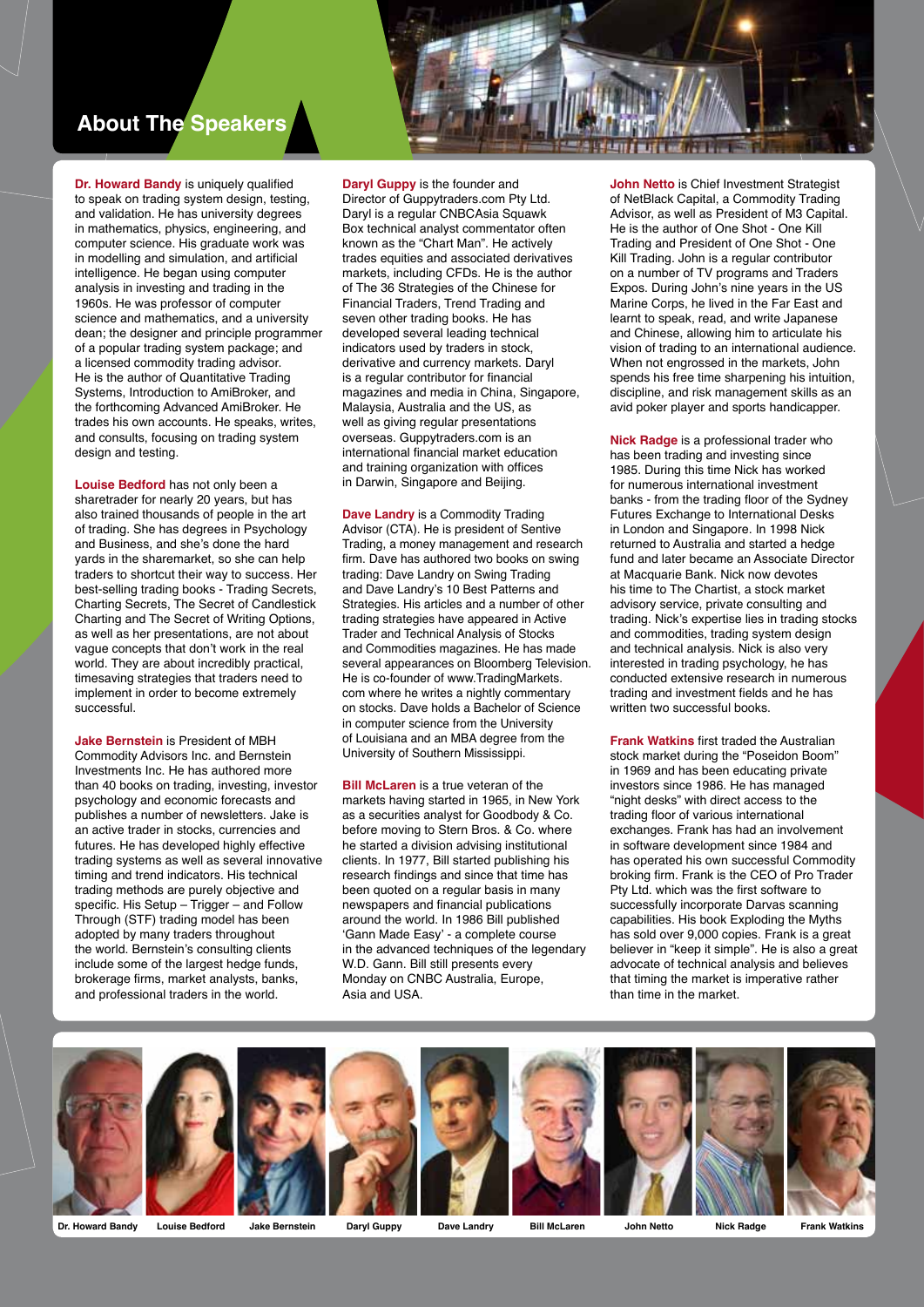## About The Speakers

**Dr. Howard Bandy** is uniquely qualified to speak on trading system design, testing, and validation. He has university degrees in mathematics, physics, engineering, and computer science. His graduate work was in modelling and simulation, and artificial intelligence. He began using computer analysis in investing and trading in the 1960s. He was professor of computer science and mathematics, and a university dean; the designer and principle programmer of a popular trading system package; and a licensed commodity trading advisor. He is the author of Quantitative Trading Systems, Introduction to AmiBroker, and the forthcoming Advanced AmiBroker. He trades his own accounts. He speaks, writes, and consults, focusing on trading system design and testing.

**Louise Bedford** has not only been a sharetrader for nearly 20 years, but has also trained thousands of people in the art of trading. She has degrees in Psychology and Business, and she's done the hard yards in the sharemarket, so she can help traders to shortcut their way to success. Her best-selling trading books - Trading Secrets, Charting Secrets, The Secret of Candlestick Charting and The Secret of Writing Options, as well as her presentations, are not about vague concepts that don't work in the real world. They are about incredibly practical, timesaving strategies that traders need to implement in order to become extremely successful.

**Jake Bernstein** is President of MBH Commodity Advisors Inc. and Bernstein Investments Inc. He has authored more than 40 books on trading, investing, investor psychology and economic forecasts and publishes a number of newsletters. Jake is an active trader in stocks, currencies and futures. He has developed highly effective trading systems as well as several innovative timing and trend indicators. His technical trading methods are purely objective and specific. His Setup – Trigger – and Follow Through (STF) trading model has been adopted by many traders throughout the world. Bernstein's consulting clients include some of the largest hedge funds, brokerage firms, market analysts, banks, and professional traders in the world.

**Daryl Guppy** is the founder and Director of Guppytraders.com Pty Ltd. Daryl is a regular CNBCAsia Squawk Box technical analyst commentator often known as the "Chart Man". He actively trades equities and associated derivatives markets, including CFDs. He is the author of The 36 Strategies of the Chinese for Financial Traders, Trend Trading and seven other trading books. He has developed several leading technical indicators used by traders in stock, derivative and currency markets. Daryl is a regular contributor for financial magazines and media in China, Singapore, Malaysia, Australia and the US, as well as giving regular presentations overseas. Guppytraders.com is an international financial market education and training organization with offices in Darwin, Singapore and Beijing.

**Dave Landry** is a Commodity Trading Advisor (CTA). He is president of Sentive Trading, a money management and research firm. Dave has authored two books on swing trading: Dave Landry on Swing Trading and Dave Landry's 10 Best Patterns and Strategies. His articles and a number of other trading strategies have appeared in Active Trader and Technical Analysis of Stocks and Commodities magazines. He has made several appearances on Bloomberg Television. He is co-founder of www.TradingMarkets.com where he writes a nightly commentary on stocks. Dave holds a Bachelor of Science in computer science from the University of Louisiana and an MBA degree from the University of Southern Mississippi.

**Bill McLaren** is a true veteran of the markets having started in 1965, in New York as a securities analyst for Goodbody & Co. before moving to Stern Bros. & Co. where he started a division advising institutional clients. In 1977, Bill started publishing his research findings and since that time has been quoted on a regular basis in many newspapers and financial publications around the world. In 1986 Bill published 'Gann Made Easy' - a complete course in the advanced techniques of the legendary W.D. Gann. Bill still presents every Monday on CNBC Australia, Europe, Asia and USA.

**John Netto** is Chief Investment Strategist of NetBlack Capital, a Commodity Trading Advisor, as well as President of M3 Capital. He is the author of One Shot - One Kill Trading and President of One Shot - One Kill Trading. John is a regular contributor on a number of TV programs and Traders Expos. During John's nine years in the US Marine Corps, he lived in the Far East and learnt to speak, read, and write Japanese and Chinese, allowing him to articulate his vision of trading to an international audience. When not engrossed in the markets, John spends his free time sharpening his intuition, discipline, and risk management skills as an avid poker player and sports handicapper.

**Nick Radge** is a professional trader who has been trading and investing since 1985. During this time Nick has worked for numerous international investment banks - from the trading floor of the Sydney Futures Exchange to International Desks in London and Singapore. In 1998 Nick returned to Australia and started a hedge fund and later became an Associate Director at Macquarie Bank. Nick now devotes his time to The Chartist, a stock market advisory service, private consulting and trading. Nick's expertise lies in trading stocks and commodities, trading system design and technical analysis. Nick is also very interested in trading psychology, he has conducted extensive research in numerous trading and investment fields and he has written two successful books.

**Frank Watkins** first traded the Australian stock market during the "Poseidon Boom" in 1969 and has been educating private investors since 1986. He has managed "night desks" with direct access to the trading floor of various international exchanges. Frank has had an involvement in software development since 1984 and has operated his own successful Commodity broking firm. Frank is the CEO of Pro Trader Pty Ltd. which was the first software to successfully incorporate Darvas scanning capabilities. His book Exploding the Myths has sold over 9,000 copies. Frank is a great believer in "keep it simple". He is also a great advocate of technical analysis and believes that timing the market is imperative rather than time in the market.

Dr. Howard Bandy | Louise Bedford | Jake Bernstein | Daryl Guppy | Dave Landry | Bill McLaren | John Netto | Nick Radge | Frank Watkins